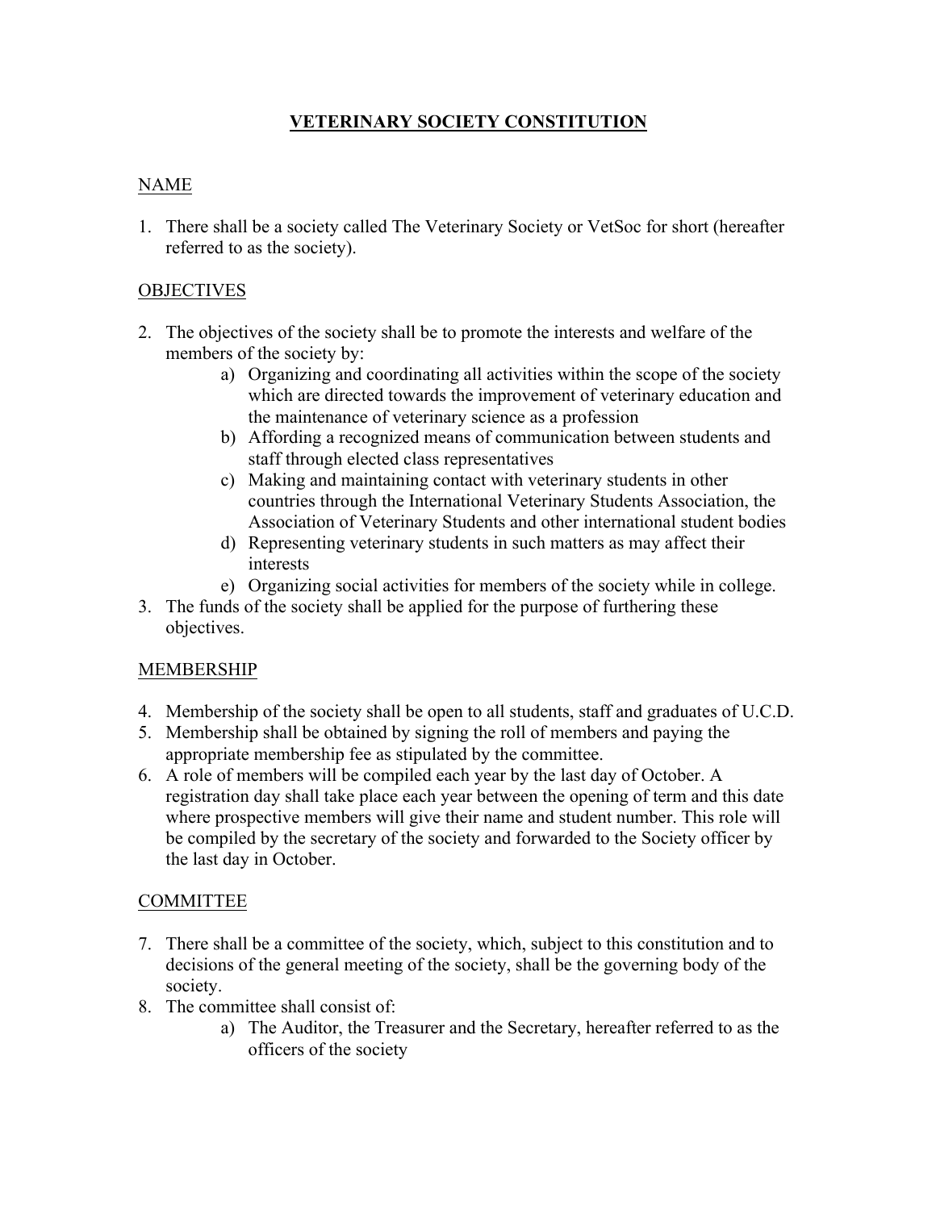# VETERINARY SOCIETY CONSTITUTION

## NAME

1. There shall be a society called The Veterinary Society or VetSoc for short (hereafter referred to as the society).

## OBJECTIVES

2. The objectives of the society shall be to promote the interests and welfare of the members of the society by:
   a) Organizing and coordinating all activities within the scope of the society which are directed towards the improvement of veterinary education and the maintenance of veterinary science as a profession
   b) Affording a recognized means of communication between students and staff through elected class representatives
   c) Making and maintaining contact with veterinary students in other countries through the International Veterinary Students Association, the Association of Veterinary Students and other international student bodies
   d) Representing veterinary students in such matters as may affect their interests
   e) Organizing social activities for members of the society while in college.
3. The funds of the society shall be applied for the purpose of furthering these objectives.

## MEMBERSHIP

4. Membership of the society shall be open to all students, staff and graduates of U.C.D.
5. Membership shall be obtained by signing the roll of members and paying the appropriate membership fee as stipulated by the committee.
6. A role of members will be compiled each year by the last day of October. A registration day shall take place each year between the opening of term and this date where prospective members will give their name and student number. This role will be compiled by the secretary of the society and forwarded to the Society officer by the last day in October.

## COMMITTEE

7. There shall be a committee of the society, which, subject to this constitution and to decisions of the general meeting of the society, shall be the governing body of the society.
8. The committee shall consist of:
   a) The Auditor, the Treasurer and the Secretary, hereafter referred to as the officers of the society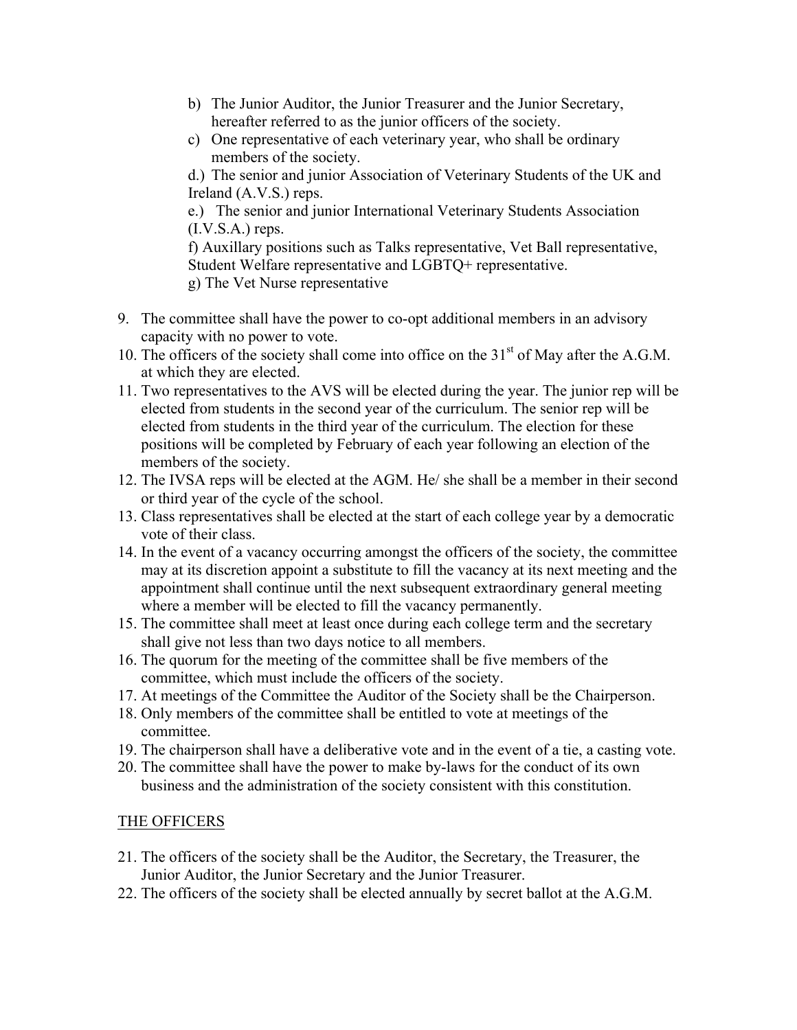b) The Junior Auditor, the Junior Treasurer and the Junior Secretary, hereafter referred to as the junior officers of the society.

c) One representative of each veterinary year, who shall be ordinary members of the society.

d.) The senior and junior Association of Veterinary Students of the UK and Ireland (A.V.S.) reps.

e.) The senior and junior International Veterinary Students Association (I.V.S.A.) reps.

f) Auxillary positions such as Talks representative, Vet Ball representative, Student Welfare representative and LGBTQ+ representative.

g) The Vet Nurse representative

9. The committee shall have the power to co-opt additional members in an advisory capacity with no power to vote.
10. The officers of the society shall come into office on the 31st of May after the A.G.M. at which they are elected.
11. Two representatives to the AVS will be elected during the year. The junior rep will be elected from students in the second year of the curriculum. The senior rep will be elected from students in the third year of the curriculum. The election for these positions will be completed by February of each year following an election of the members of the society.
12. The IVSA reps will be elected at the AGM. He/ she shall be a member in their second or third year of the cycle of the school.
13. Class representatives shall be elected at the start of each college year by a democratic vote of their class.
14. In the event of a vacancy occurring amongst the officers of the society, the committee may at its discretion appoint a substitute to fill the vacancy at its next meeting and the appointment shall continue until the next subsequent extraordinary general meeting where a member will be elected to fill the vacancy permanently.
15. The committee shall meet at least once during each college term and the secretary shall give not less than two days notice to all members.
16. The quorum for the meeting of the committee shall be five members of the committee, which must include the officers of the society.
17. At meetings of the Committee the Auditor of the Society shall be the Chairperson.
18. Only members of the committee shall be entitled to vote at meetings of the committee.
19. The chairperson shall have a deliberative vote and in the event of a tie, a casting vote.
20. The committee shall have the power to make by-laws for the conduct of its own business and the administration of the society consistent with this constitution.

## THE OFFICERS

21. The officers of the society shall be the Auditor, the Secretary, the Treasurer, the Junior Auditor, the Junior Secretary and the Junior Treasurer.
22. The officers of the society shall be elected annually by secret ballot at the A.G.M.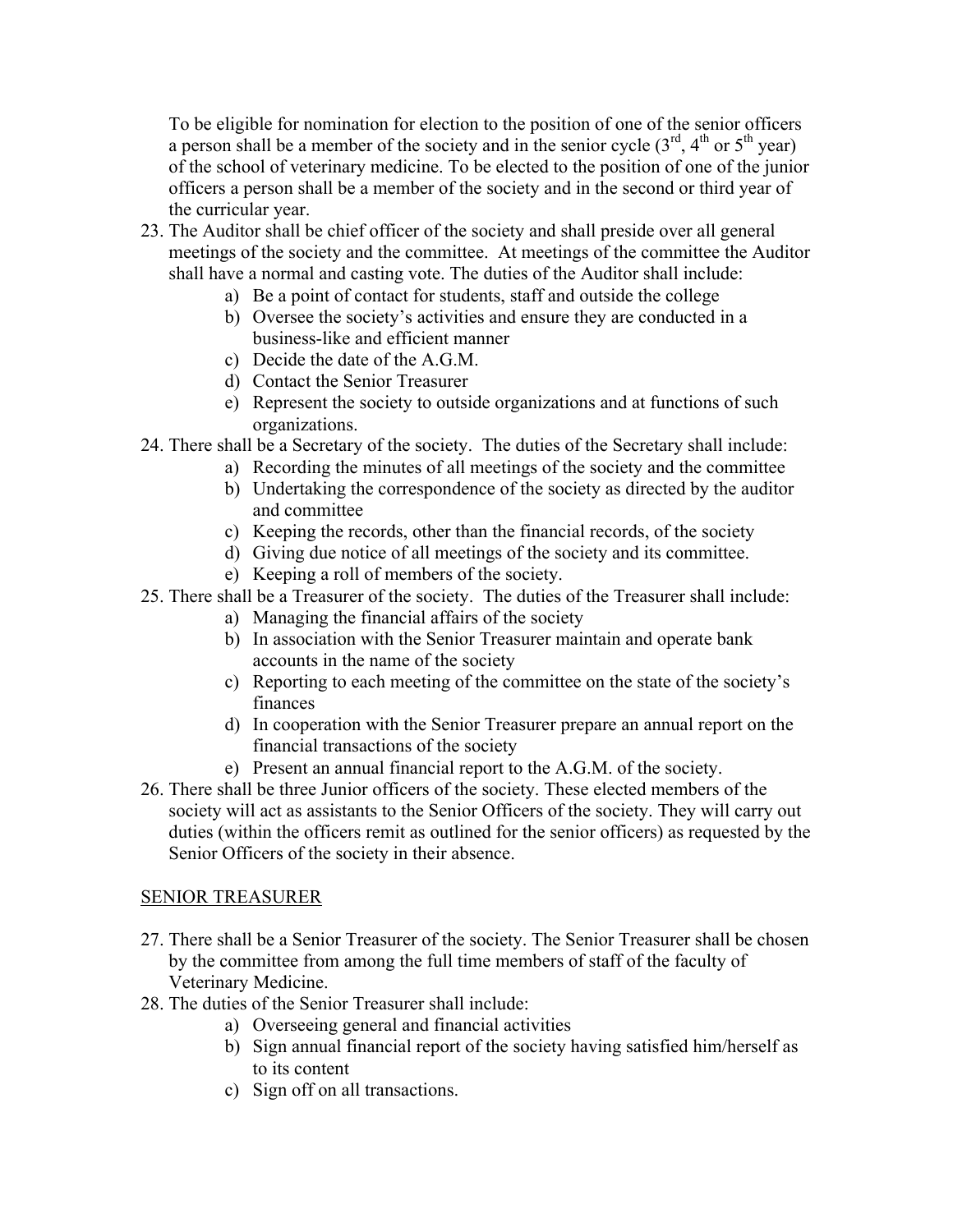To be eligible for nomination for election to the position of one of the senior officers a person shall be a member of the society and in the senior cycle ($3^{rd}$, $4^{th}$ or $5^{th}$ year) of the school of veterinary medicine. To be elected to the position of one of the junior officers a person shall be a member of the society and in the second or third year of the curricular year.

23. The Auditor shall be chief officer of the society and shall preside over all general meetings of the society and the committee. At meetings of the committee the Auditor shall have a normal and casting vote. The duties of the Auditor shall include:
    a) Be a point of contact for students, staff and outside the college
    b) Oversee the society's activities and ensure they are conducted in a business-like and efficient manner
    c) Decide the date of the A.G.M.
    d) Contact the Senior Treasurer
    e) Represent the society to outside organizations and at functions of such organizations.
24. There shall be a Secretary of the society. The duties of the Secretary shall include:
    a) Recording the minutes of all meetings of the society and the committee
    b) Undertaking the correspondence of the society as directed by the auditor and committee
    c) Keeping the records, other than the financial records, of the society
    d) Giving due notice of all meetings of the society and its committee.
    e) Keeping a roll of members of the society.
25. There shall be a Treasurer of the society. The duties of the Treasurer shall include:
    a) Managing the financial affairs of the society
    b) In association with the Senior Treasurer maintain and operate bank accounts in the name of the society
    c) Reporting to each meeting of the committee on the state of the society's finances
    d) In cooperation with the Senior Treasurer prepare an annual report on the financial transactions of the society
    e) Present an annual financial report to the A.G.M. of the society.
26. There shall be three Junior officers of the society. These elected members of the society will act as assistants to the Senior Officers of the society. They will carry out duties (within the officers remit as outlined for the senior officers) as requested by the Senior Officers of the society in their absence.

<u>SENIOR TREASURER</u>

27. There shall be a Senior Treasurer of the society. The Senior Treasurer shall be chosen by the committee from among the full time members of staff of the faculty of Veterinary Medicine.
28. The duties of the Senior Treasurer shall include:
    a) Overseeing general and financial activities
    b) Sign annual financial report of the society having satisfied him/herself as to its content
    c) Sign off on all transactions.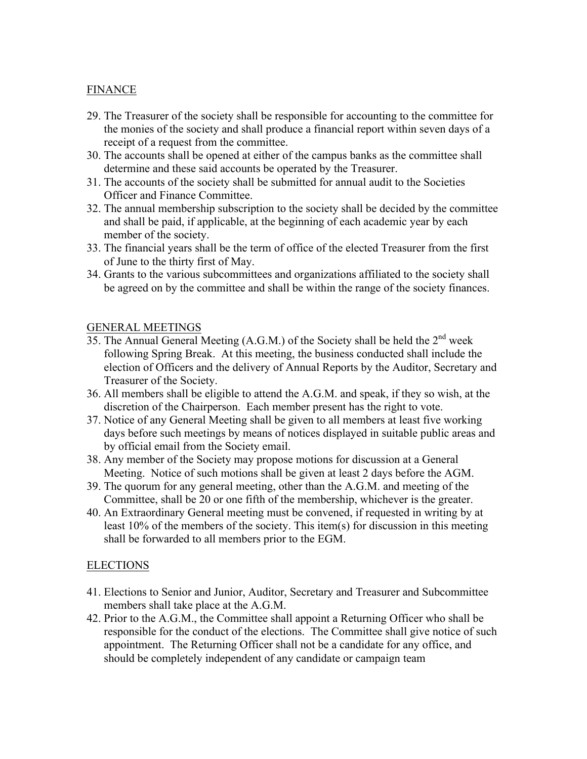<u>FINANCE</u>

29. The Treasurer of the society shall be responsible for accounting to the committee for the monies of the society and shall produce a financial report within seven days of a receipt of a request from the committee.
30. The accounts shall be opened at either of the campus banks as the committee shall determine and these said accounts be operated by the Treasurer.
31. The accounts of the society shall be submitted for annual audit to the Societies Officer and Finance Committee.
32. The annual membership subscription to the society shall be decided by the committee and shall be paid, if applicable, at the beginning of each academic year by each member of the society.
33. The financial years shall be the term of office of the elected Treasurer from the first of June to the thirty first of May.
34. Grants to the various subcommittees and organizations affiliated to the society shall be agreed on by the committee and shall be within the range of the society finances.

<u>GENERAL MEETINGS</u>

35. The Annual General Meeting (A.G.M.) of the Society shall be held the 2nd week following Spring Break. At this meeting, the business conducted shall include the election of Officers and the delivery of Annual Reports by the Auditor, Secretary and Treasurer of the Society.
36. All members shall be eligible to attend the A.G.M. and speak, if they so wish, at the discretion of the Chairperson. Each member present has the right to vote.
37. Notice of any General Meeting shall be given to all members at least five working days before such meetings by means of notices displayed in suitable public areas and by official email from the Society email.
38. Any member of the Society may propose motions for discussion at a General Meeting. Notice of such motions shall be given at least 2 days before the AGM.
39. The quorum for any general meeting, other than the A.G.M. and meeting of the Committee, shall be 20 or one fifth of the membership, whichever is the greater.
40. An Extraordinary General meeting must be convened, if requested in writing by at least 10% of the members of the society. This item(s) for discussion in this meeting shall be forwarded to all members prior to the EGM.

<u>ELECTIONS</u>

41. Elections to Senior and Junior, Auditor, Secretary and Treasurer and Subcommittee members shall take place at the A.G.M.
42. Prior to the A.G.M., the Committee shall appoint a Returning Officer who shall be responsible for the conduct of the elections. The Committee shall give notice of such appointment. The Returning Officer shall not be a candidate for any office, and should be completely independent of any candidate or campaign team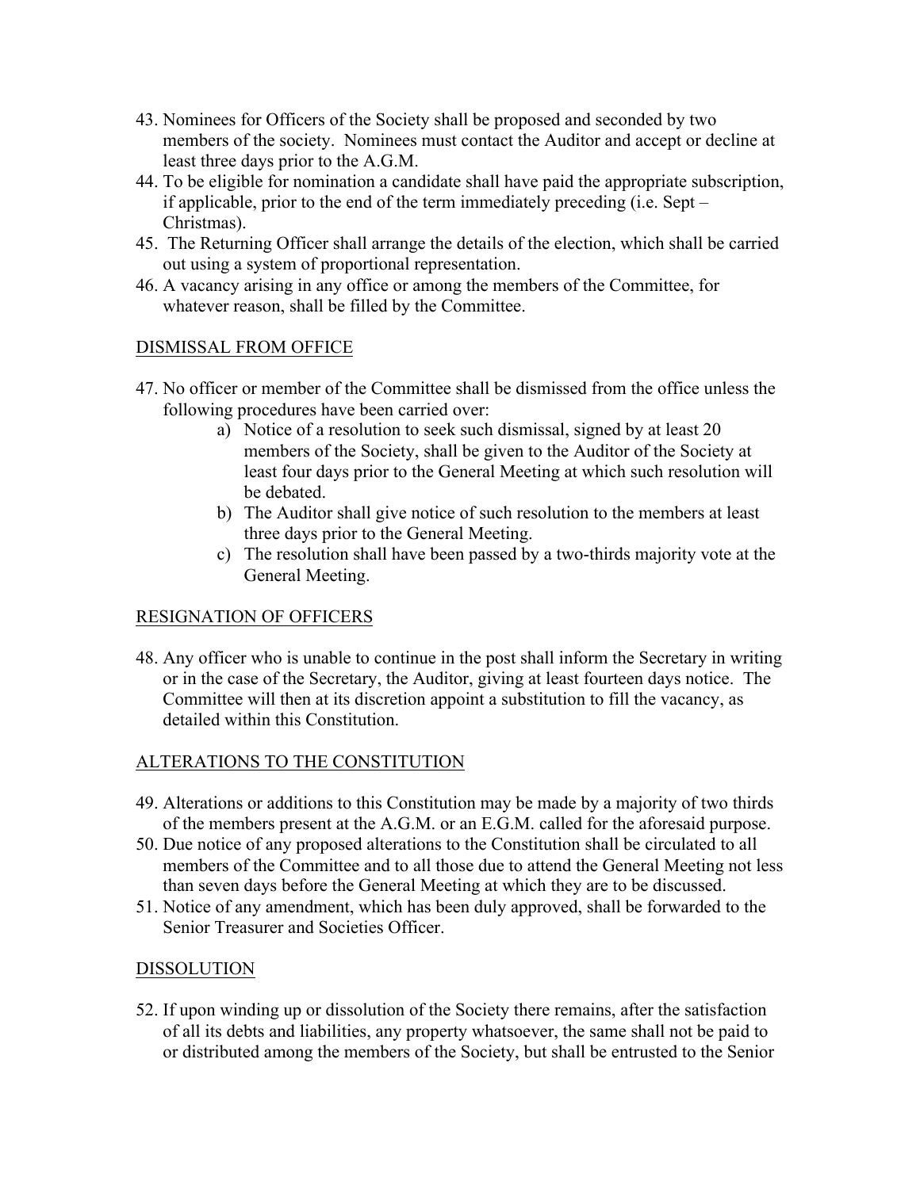43. Nominees for Officers of the Society shall be proposed and seconded by two members of the society. Nominees must contact the Auditor and accept or decline at least three days prior to the A.G.M.
44. To be eligible for nomination a candidate shall have paid the appropriate subscription, if applicable, prior to the end of the term immediately preceding (i.e. Sept – Christmas).
45. The Returning Officer shall arrange the details of the election, which shall be carried out using a system of proportional representation.
46. A vacancy arising in any office or among the members of the Committee, for whatever reason, shall be filled by the Committee.

## DISMISSAL FROM OFFICE

47. No officer or member of the Committee shall be dismissed from the office unless the following procedures have been carried over:
    a) Notice of a resolution to seek such dismissal, signed by at least 20 members of the Society, shall be given to the Auditor of the Society at least four days prior to the General Meeting at which such resolution will be debated.
    b) The Auditor shall give notice of such resolution to the members at least three days prior to the General Meeting.
    c) The resolution shall have been passed by a two-thirds majority vote at the General Meeting.

## RESIGNATION OF OFFICERS

48. Any officer who is unable to continue in the post shall inform the Secretary in writing or in the case of the Secretary, the Auditor, giving at least fourteen days notice. The Committee will then at its discretion appoint a substitution to fill the vacancy, as detailed within this Constitution.

## ALTERATIONS TO THE CONSTITUTION

49. Alterations or additions to this Constitution may be made by a majority of two thirds of the members present at the A.G.M. or an E.G.M. called for the aforesaid purpose.
50. Due notice of any proposed alterations to the Constitution shall be circulated to all members of the Committee and to all those due to attend the General Meeting not less than seven days before the General Meeting at which they are to be discussed.
51. Notice of any amendment, which has been duly approved, shall be forwarded to the Senior Treasurer and Societies Officer.

## DISSOLUTION

52. If upon winding up or dissolution of the Society there remains, after the satisfaction of all its debts and liabilities, any property whatsoever, the same shall not be paid to or distributed among the members of the Society, but shall be entrusted to the Senior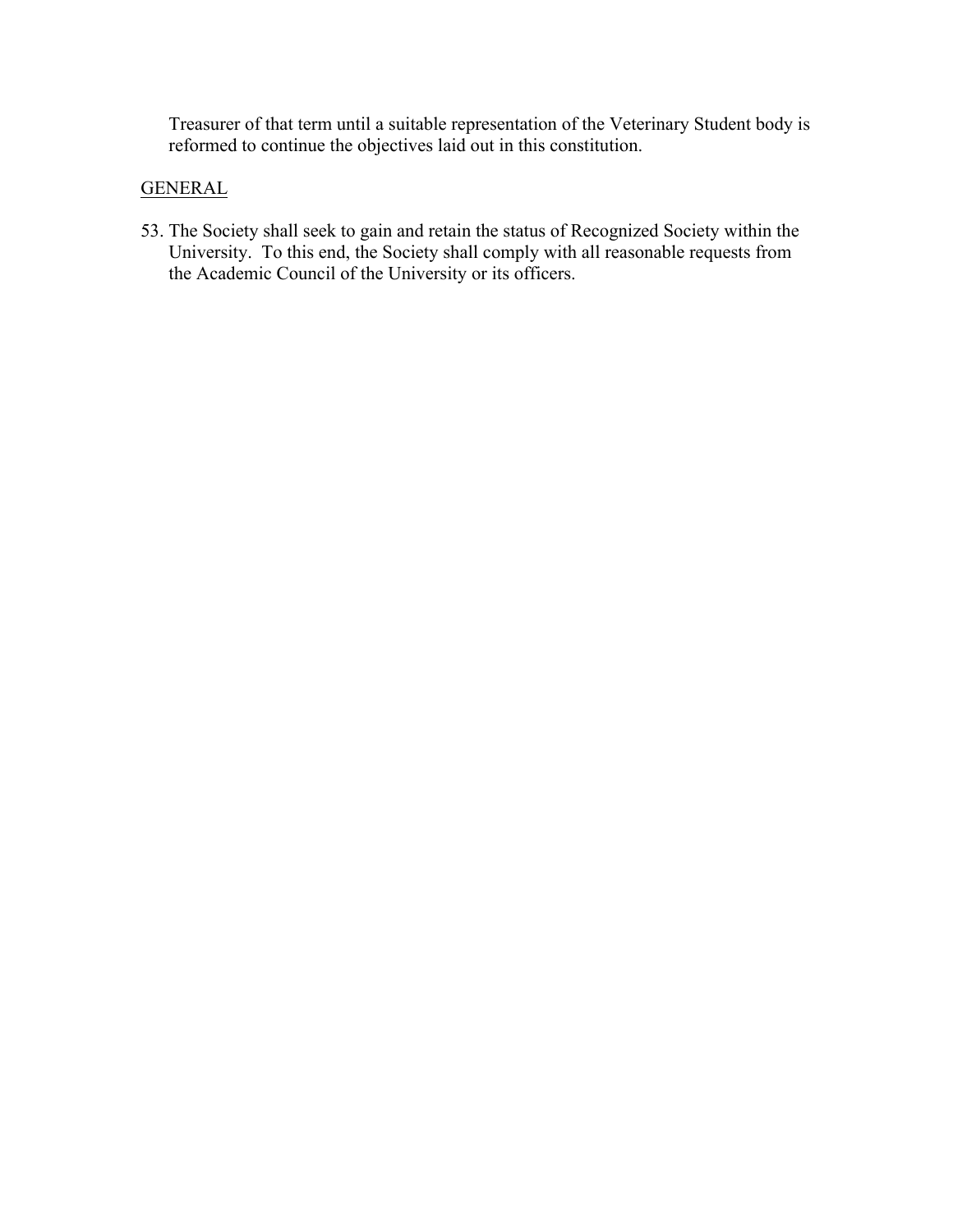Treasurer of that term until a suitable representation of the Veterinary Student body is reformed to continue the objectives laid out in this constitution.

GENERAL

53. The Society shall seek to gain and retain the status of Recognized Society within the University. To this end, the Society shall comply with all reasonable requests from the Academic Council of the University or its officers.